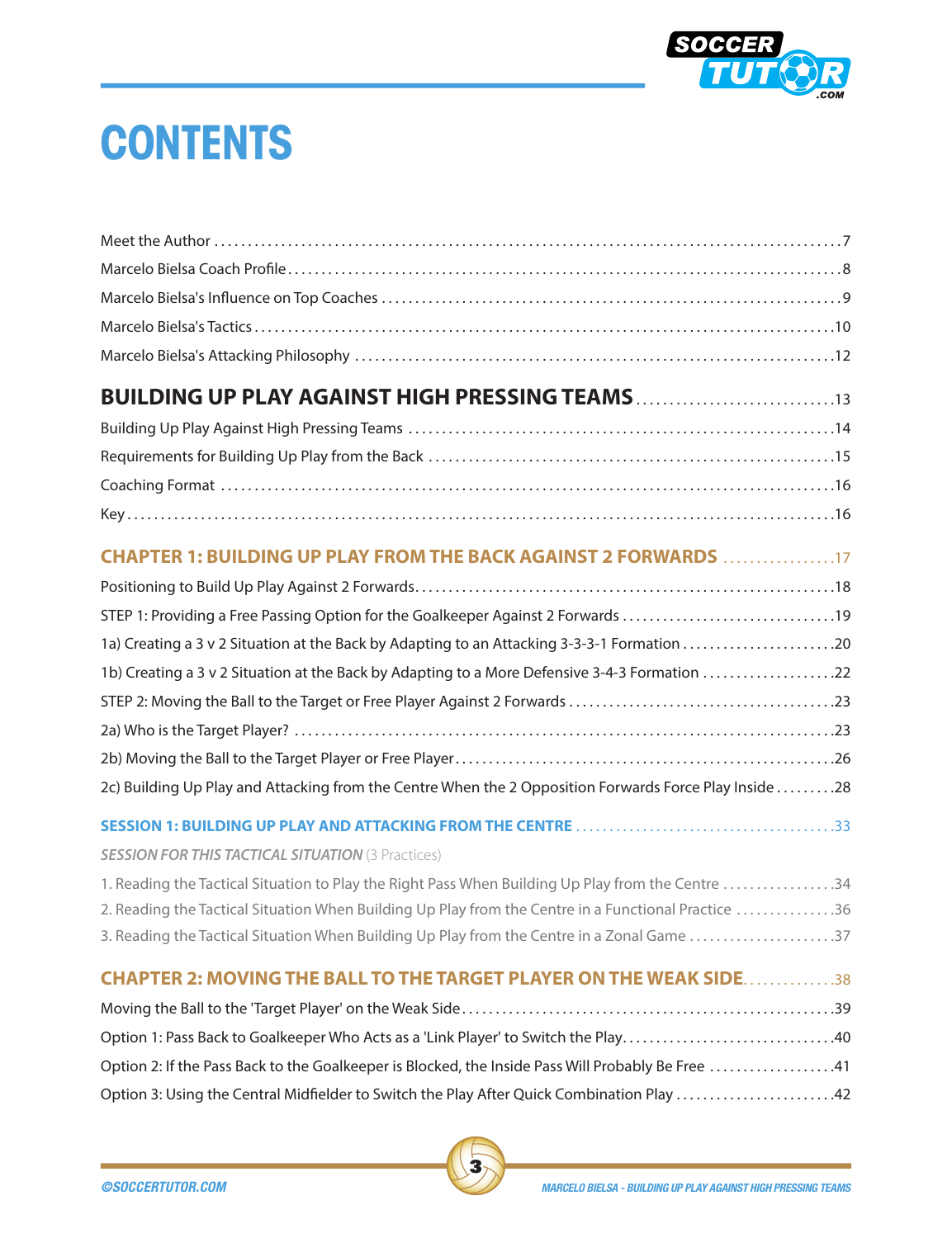# CONTENTS

Meet the Author .......... 7
Marcelo Bielsa Coach Profile .......... 8
Marcelo Bielsa's Influence on Top Coaches .......... 9
Marcelo Bielsa's Tactics .......... 10
Marcelo Bielsa's Attacking Philosophy .......... 12

## BUILDING UP PLAY AGAINST HIGH PRESSING TEAMS .......... 13

Building Up Play Against High Pressing Teams .......... 14
Requirements for Building Up Play from the Back .......... 15
Coaching Format .......... 16
Key .......... 16

### CHAPTER 1: BUILDING UP PLAY FROM THE BACK AGAINST 2 FORWARDS .......... 17

Positioning to Build Up Play Against 2 Forwards .......... 18
STEP 1: Providing a Free Passing Option for the Goalkeeper Against 2 Forwards .......... 19
1a) Creating a 3 v 2 Situation at the Back by Adapting to an Attacking 3-3-3-1 Formation .......... 20
1b) Creating a 3 v 2 Situation at the Back by Adapting to a More Defensive 3-4-3 Formation .......... 22
STEP 2: Moving the Ball to the Target or Free Player Against 2 Forwards .......... 23
2a) Who is the Target Player? .......... 23
2b) Moving the Ball to the Target Player or Free Player .......... 26
2c) Building Up Play and Attacking from the Centre When the 2 Opposition Forwards Force Play Inside .......... 28

#### SESSION 1: BUILDING UP PLAY AND ATTACKING FROM THE CENTRE .......... 33

*SESSION FOR THIS TACTICAL SITUATION* (3 Practices)

1. Reading the Tactical Situation to Play the Right Pass When Building Up Play from the Centre .......... 34
2. Reading the Tactical Situation When Building Up Play from the Centre in a Functional Practice .......... 36
3. Reading the Tactical Situation When Building Up Play from the Centre in a Zonal Game .......... 37

### CHAPTER 2: MOVING THE BALL TO THE TARGET PLAYER ON THE WEAK SIDE .......... 38

Moving the Ball to the 'Target Player' on the Weak Side .......... 39
Option 1: Pass Back to Goalkeeper Who Acts as a 'Link Player' to Switch the Play .......... 40
Option 2: If the Pass Back to the Goalkeeper is Blocked, the Inside Pass Will Probably Be Free .......... 41
Option 3: Using the Central Midfielder to Switch the Play After Quick Combination Play .......... 42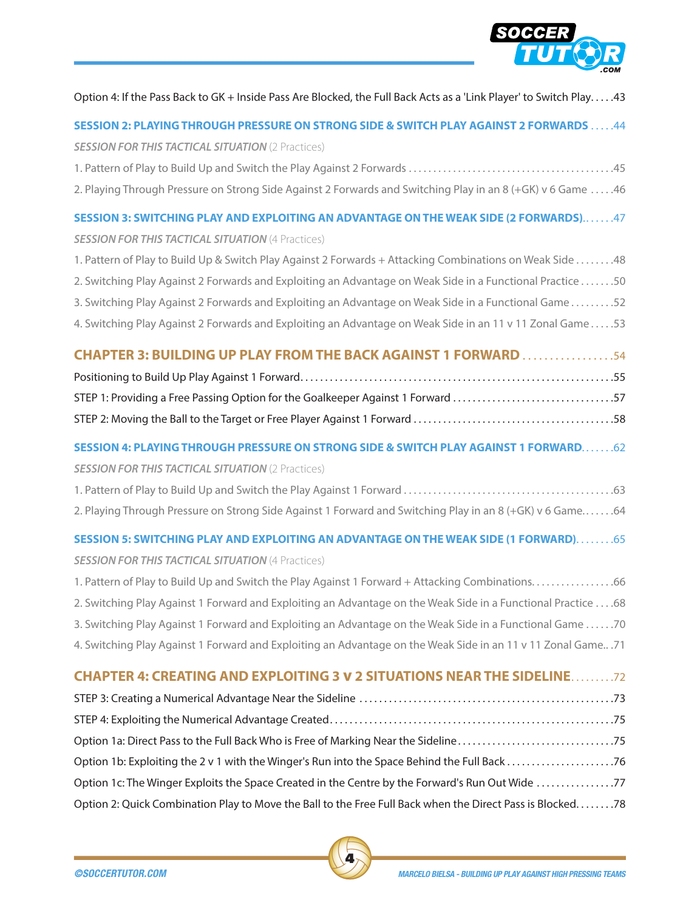Option 4: If the Pass Back to GK + Inside Pass Are Blocked, the Full Back Acts as a 'Link Player' to Switch Play.....43

**SESSION 2: PLAYING THROUGH PRESSURE ON STRONG SIDE & SWITCH PLAY AGAINST 2 FORWARDS .....44**

*SESSION FOR THIS TACTICAL SITUATION* (2 Practices)

1. Pattern of Play to Build Up and Switch the Play Against 2 Forwards .....45
2. Playing Through Pressure on Strong Side Against 2 Forwards and Switching Play in an 8 (+GK) v 6 Game .....46

**SESSION 3: SWITCHING PLAY AND EXPLOITING AN ADVANTAGE ON THE WEAK SIDE (2 FORWARDS).......47**

*SESSION FOR THIS TACTICAL SITUATION* (4 Practices)

1. Pattern of Play to Build Up & Switch Play Against 2 Forwards + Attacking Combinations on Weak Side ........48
2. Switching Play Against 2 Forwards and Exploiting an Advantage on Weak Side in a Functional Practice .......50
3. Switching Play Against 2 Forwards and Exploiting an Advantage on Weak Side in a Functional Game .........52
4. Switching Play Against 2 Forwards and Exploiting an Advantage on Weak Side in an 11 v 11 Zonal Game .....53

## CHAPTER 3: BUILDING UP PLAY FROM THE BACK AGAINST 1 FORWARD .................54

Positioning to Build Up Play Against 1 Forward.....55

STEP 1: Providing a Free Passing Option for the Goalkeeper Against 1 Forward .....57

STEP 2: Moving the Ball to the Target or Free Player Against 1 Forward .....58

**SESSION 4: PLAYING THROUGH PRESSURE ON STRONG SIDE & SWITCH PLAY AGAINST 1 FORWARD.......62**

*SESSION FOR THIS TACTICAL SITUATION* (2 Practices)

1. Pattern of Play to Build Up and Switch the Play Against 1 Forward .....63
2. Playing Through Pressure on Strong Side Against 1 Forward and Switching Play in an 8 (+GK) v 6 Game.......64

**SESSION 5: SWITCHING PLAY AND EXPLOITING AN ADVANTAGE ON THE WEAK SIDE (1 FORWARD)........65**

*SESSION FOR THIS TACTICAL SITUATION* (4 Practices)

1. Pattern of Play to Build Up and Switch the Play Against 1 Forward + Attacking Combinations.................66
2. Switching Play Against 1 Forward and Exploiting an Advantage on the Weak Side in a Functional Practice ....68
3. Switching Play Against 1 Forward and Exploiting an Advantage on the Weak Side in a Functional Game ......70
4. Switching Play Against 1 Forward and Exploiting an Advantage on the Weak Side in an 11 v 11 Zonal Game...71

## CHAPTER 4: CREATING AND EXPLOITING 3 v 2 SITUATIONS NEAR THE SIDELINE.........72

STEP 3: Creating a Numerical Advantage Near the Sideline .....73

STEP 4: Exploiting the Numerical Advantage Created.....75

Option 1a: Direct Pass to the Full Back Who is Free of Marking Near the Sideline.....75

Option 1b: Exploiting the 2 v 1 with the Winger's Run into the Space Behind the Full Back .....76

Option 1c: The Winger Exploits the Space Created in the Centre by the Forward's Run Out Wide .....77

Option 2: Quick Combination Play to Move the Ball to the Free Full Back when the Direct Pass is Blocked........78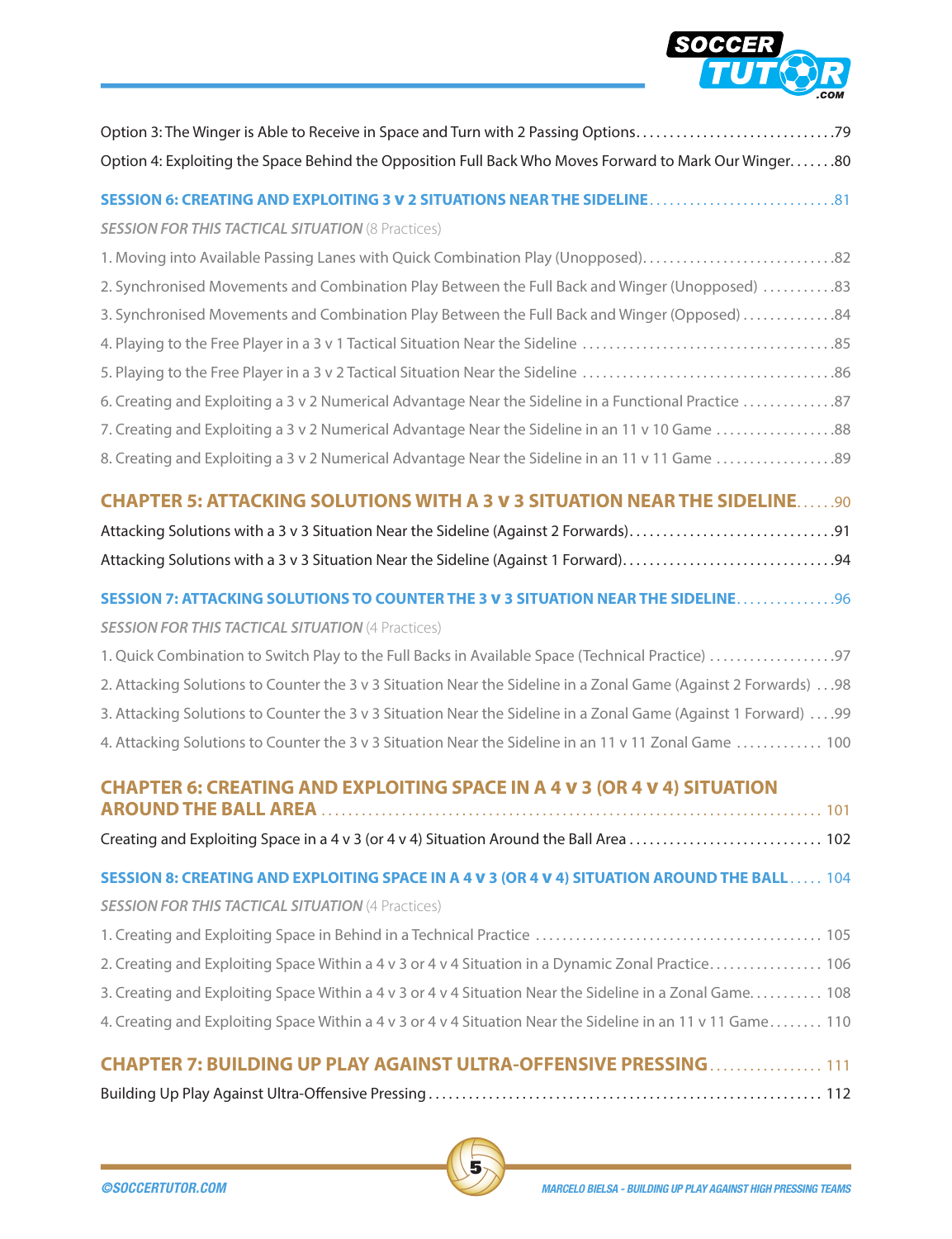Option 3: The Winger is Able to Receive in Space and Turn with 2 Passing Options. . . . . . . . . . . . . . . . . . . . . . . . . . . . .79

Option 4: Exploiting the Space Behind the Opposition Full Back Who Moves Forward to Mark Our Winger. . . . . . .80

**SESSION 6: CREATING AND EXPLOITING 3 v 2 SITUATIONS NEAR THE SIDELINE** . . . . . . . . . . . . . . . . . . . . . . . . . . . .81

*SESSION FOR THIS TACTICAL SITUATION* (8 Practices)

1. Moving into Available Passing Lanes with Quick Combination Play (Unopposed). . . . . . . . . . . . . . . . . . . . . . . . . . . .82
2. Synchronised Movements and Combination Play Between the Full Back and Winger (Unopposed) . . . . . . . . . . .83
3. Synchronised Movements and Combination Play Between the Full Back and Winger (Opposed) . . . . . . . . . . . . .84
4. Playing to the Free Player in a 3 v 1 Tactical Situation Near the Sideline . . . . . . . . . . . . . . . . . . . . . . . . . . . . . . . . . . . . .85
5. Playing to the Free Player in a 3 v 2 Tactical Situation Near the Sideline . . . . . . . . . . . . . . . . . . . . . . . . . . . . . . . . . . . . .86
6. Creating and Exploiting a 3 v 2 Numerical Advantage Near the Sideline in a Functional Practice . . . . . . . . . . . . .87
7. Creating and Exploiting a 3 v 2 Numerical Advantage Near the Sideline in an 11 v 10 Game . . . . . . . . . . . . . . . . .88
8. Creating and Exploiting a 3 v 2 Numerical Advantage Near the Sideline in an 11 v 11 Game . . . . . . . . . . . . . . . . .89

## CHAPTER 5: ATTACKING SOLUTIONS WITH A 3 v 3 SITUATION NEAR THE SIDELINE . . . . . .90

Attacking Solutions with a 3 v 3 Situation Near the Sideline (Against 2 Forwards). . . . . . . . . . . . . . . . . . . . . . . . . . . . . .91

Attacking Solutions with a 3 v 3 Situation Near the Sideline (Against 1 Forward). . . . . . . . . . . . . . . . . . . . . . . . . . . . . . .94

**SESSION 7: ATTACKING SOLUTIONS TO COUNTER THE 3 v 3 SITUATION NEAR THE SIDELINE** . . . . . . . . . . . . . . .96

*SESSION FOR THIS TACTICAL SITUATION* (4 Practices)

1. Quick Combination to Switch Play to the Full Backs in Available Space (Technical Practice) . . . . . . . . . . . . . . . . . .97
2. Attacking Solutions to Counter the 3 v 3 Situation Near the Sideline in a Zonal Game (Against 2 Forwards) . . .98
3. Attacking Solutions to Counter the 3 v 3 Situation Near the Sideline in a Zonal Game (Against 1 Forward) . . . .99
4. Attacking Solutions to Counter the 3 v 3 Situation Near the Sideline in an 11 v 11 Zonal Game . . . . . . . . . . . . . 100

## CHAPTER 6: CREATING AND EXPLOITING SPACE IN A 4 v 3 (OR 4 v 4) SITUATION AROUND THE BALL AREA . . . . . . . . . . . . . . . . . . . . . . . . . . . . . . . . . . . . . . . . . . . . . . . . . . . . . . . . . . . . . . . . . . . . . . . . 101

Creating and Exploiting Space in a 4 v 3 (or 4 v 4) Situation Around the Ball Area . . . . . . . . . . . . . . . . . . . . . . . . . . . . 102

**SESSION 8: CREATING AND EXPLOITING SPACE IN A 4 v 3 (OR 4 v 4) SITUATION AROUND THE BALL** . . . . . 104

*SESSION FOR THIS TACTICAL SITUATION* (4 Practices)

1. Creating and Exploiting Space in Behind in a Technical Practice . . . . . . . . . . . . . . . . . . . . . . . . . . . . . . . . . . . . . . . . . . 105
2. Creating and Exploiting Space Within a 4 v 3 or 4 v 4 Situation in a Dynamic Zonal Practice. . . . . . . . . . . . . . . . . 106
3. Creating and Exploiting Space Within a 4 v 3 or 4 v 4 Situation Near the Sideline in a Zonal Game. . . . . . . . . . . 108
4. Creating and Exploiting Space Within a 4 v 3 or 4 v 4 Situation Near the Sideline in an 11 v 11 Game. . . . . . . . 110

## CHAPTER 7: BUILDING UP PLAY AGAINST ULTRA-OFFENSIVE PRESSING . . . . . . . . . . . . . . . . . 111

Building Up Play Against Ultra-Offensive Pressing . . . . . . . . . . . . . . . . . . . . . . . . . . . . . . . . . . . . . . . . . . . . . . . . . . . . . . . . . 112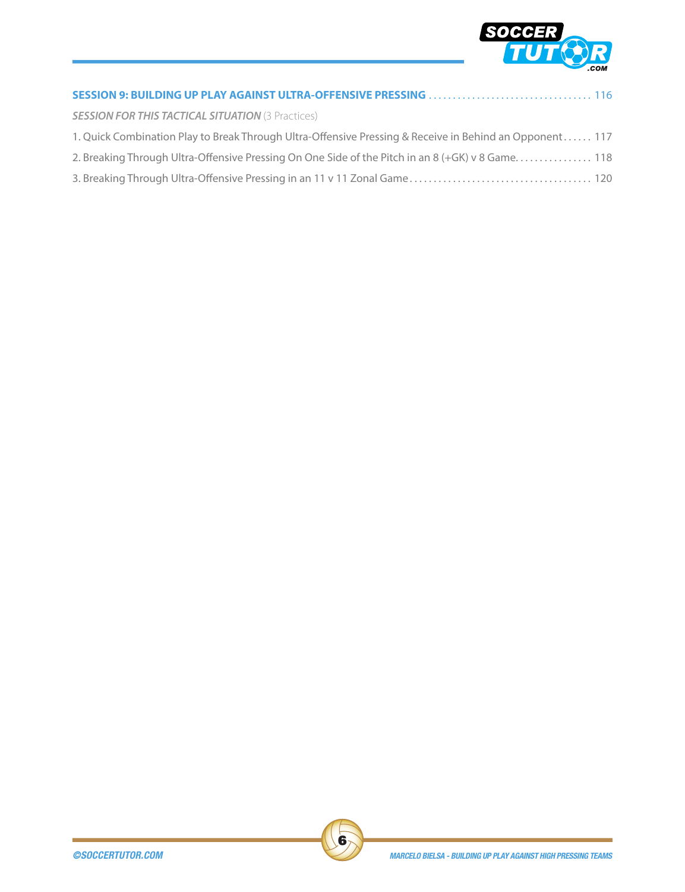**SESSION 9: BUILDING UP PLAY AGAINST ULTRA-OFFENSIVE PRESSING** .................................. 116

***SESSION FOR THIS TACTICAL SITUATION*** (3 Practices)

1. Quick Combination Play to Break Through Ultra-Offensive Pressing & Receive in Behind an Opponent ...... 117
2. Breaking Through Ultra-Offensive Pressing On One Side of the Pitch in an 8 (+GK) v 8 Game................ 118
3. Breaking Through Ultra-Offensive Pressing in an 11 v 11 Zonal Game...................................... 120